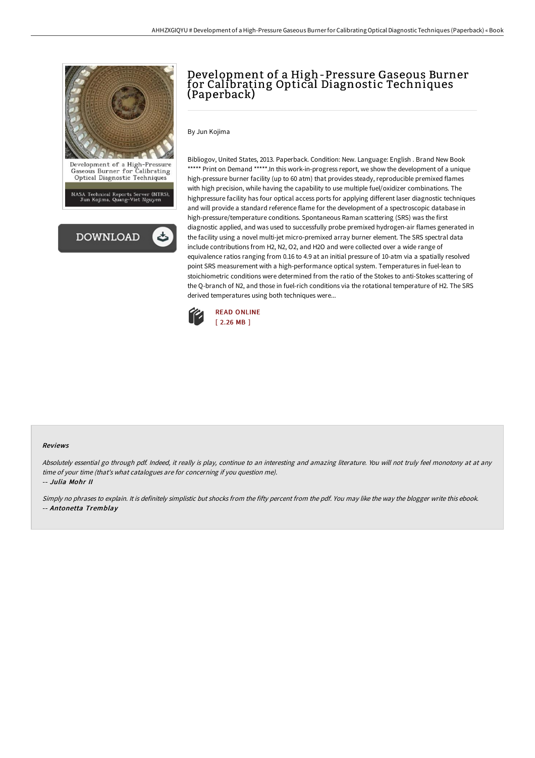# Development of a High-Pressure Gaseous Burner for Calibrating Optical Diagnostic Techniques (Paperback)

By Jun Kojima

Bibliogov, United States, 2013. Paperback. Condition: New. Language: English . Brand New Book ***** Print on Demand *****.In this work-in-progress report, we show the development of a unique high-pressure burner facility (up to 60 atm) that provides steady, reproducible premixed flames with high precision, while having the capability to use multiple fuel/oxidizer combinations. The highpressure facility has four optical access ports for applying different laser diagnostic techniques and will provide a standard reference flame for the development of a spectroscopic database in high-pressure/temperature conditions. Spontaneous Raman scattering (SRS) was the first diagnostic applied, and was used to successfully probe premixed hydrogen-air flames generated in the facility using a novel multi-jet micro-premixed array burner element. The SRS spectral data include contributions from $H_2$, $N_2$, $O_2$, and $H_2O$ and were collected over a wide range of equivalence ratios ranging from 0.16 to 4.9 at an initial pressure of 10-atm via a spatially resolved point SRS measurement with a high-performance optical system. Temperatures in fuel-lean to stoichiometric conditions were determined from the ratio of the Stokes to anti-Stokes scattering of the Q-branch of $N_2$, and those in fuel-rich conditions via the rotational temperature of $H_2$. The SRS derived temperatures using both techniques were...

READ ONLINE
[ 2.26 MB ]

#### Reviews

*Absolutely essential go through pdf. Indeed, it really is play, continue to an interesting and amazing literature. You will not truly feel monotony at at any time of your time (that's what catalogues are for concerning if you question me).*

-- **Julia Mohr II**

*Simply no phrases to explain. It is definitely simplistic but shocks from the fifty percent from the pdf. You may like the way the blogger write this ebook.*

-- **Antonetta Tremblay**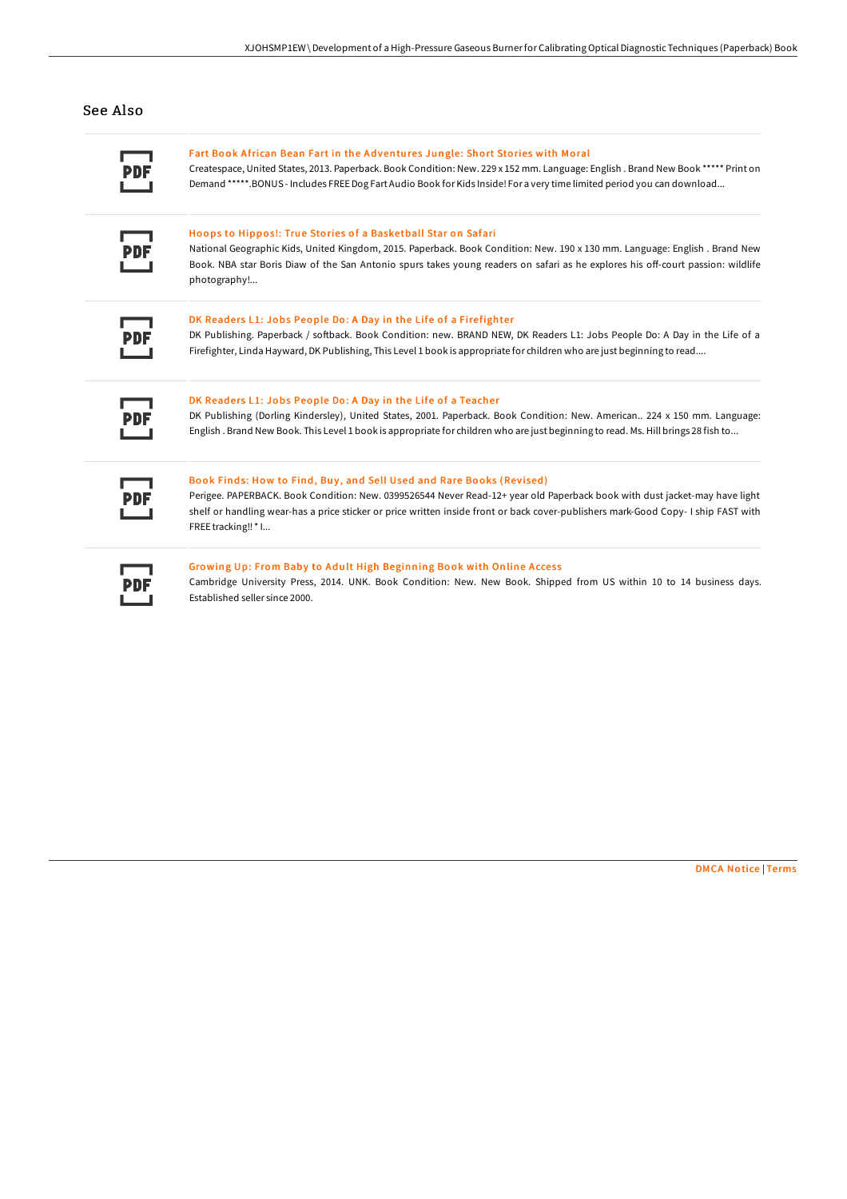## See Also

### Fart Book African Bean Fart in the Adventures Jungle: Short Stories with Moral

Createspace, United States, 2013. Paperback. Book Condition: New. 229 x 152 mm. Language: English . Brand New Book ***** Print on Demand *****.BONUS - Includes FREE Dog Fart Audio Book for Kids Inside! For a very time limited period you can download...

### Hoops to Hippos!: True Stories of a Basketball Star on Safari

National Geographic Kids, United Kingdom, 2015. Paperback. Book Condition: New. 190 x 130 mm. Language: English . Brand New Book. NBA star Boris Diaw of the San Antonio spurs takes young readers on safari as he explores his off-court passion: wildlife photography!...

### DK Readers L1: Jobs People Do: A Day in the Life of a Firefighter

DK Publishing. Paperback / softback. Book Condition: new. BRAND NEW, DK Readers L1: Jobs People Do: A Day in the Life of a Firefighter, Linda Hayward, DK Publishing, This Level 1 book is appropriate for children who are just beginning to read....

### DK Readers L1: Jobs People Do: A Day in the Life of a Teacher

DK Publishing (Dorling Kindersley), United States, 2001. Paperback. Book Condition: New. American.. 224 x 150 mm. Language: English . Brand New Book. This Level 1 book is appropriate for children who are just beginning to read. Ms. Hill brings 28 fish to...

### Book Finds: How to Find, Buy, and Sell Used and Rare Books (Revised)

Perigee. PAPERBACK. Book Condition: New. 0399526544 Never Read-12+ year old Paperback book with dust jacket-may have light shelf or handling wear-has a price sticker or price written inside front or back cover-publishers mark-Good Copy- I ship FAST with FREE tracking!! * I...

### Growing Up: From Baby to Adult High Beginning Book with Online Access

Cambridge University Press, 2014. UNK. Book Condition: New. New Book. Shipped from US within 10 to 14 business days. Established seller since 2000.

DMCA Notice | Terms